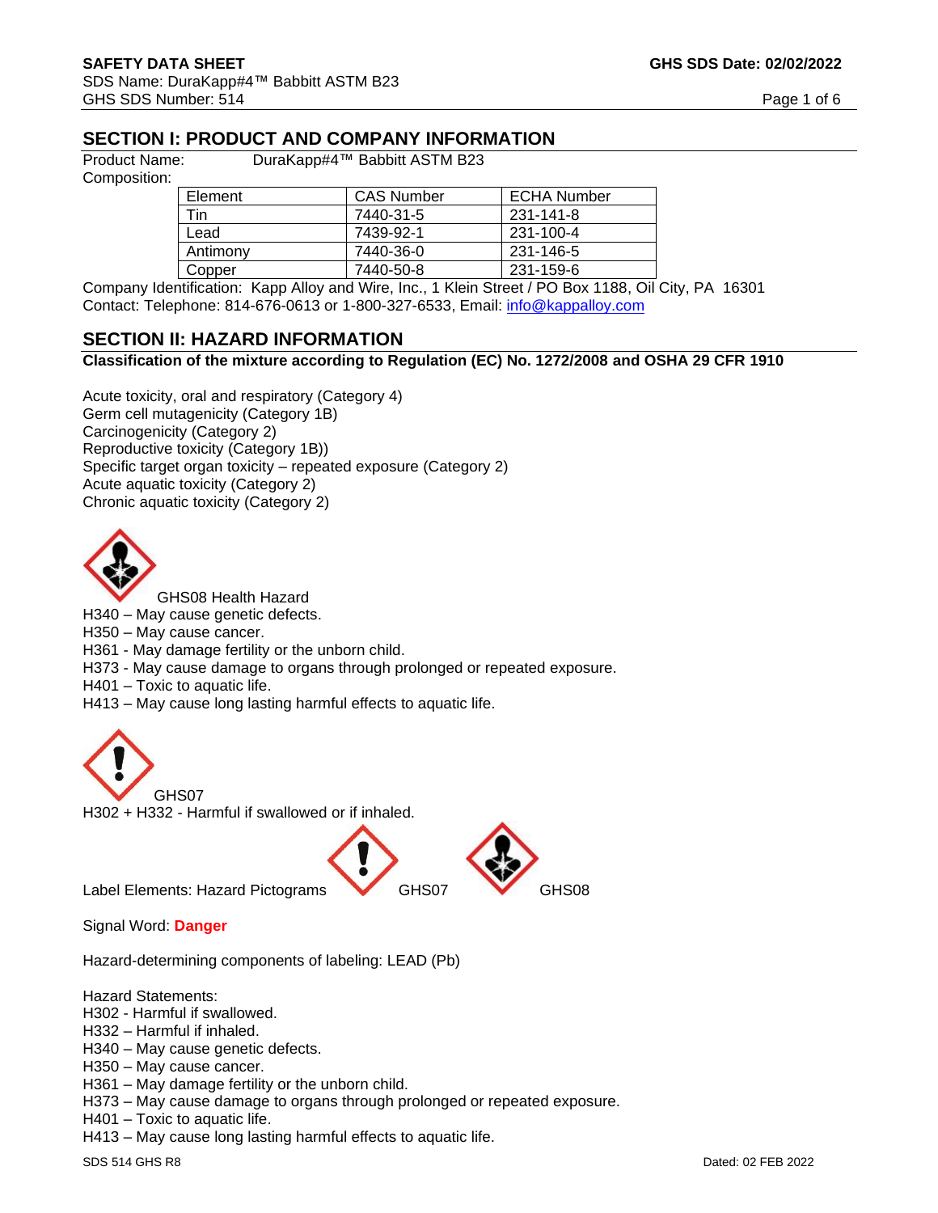## SECTION I: PRODUCT AND COMPANY INFORMATION

Product Name: DuraKapp#4™ Babbitt ASTM B23

Composition:

| Element | CAS Number | ECHA Number |
| --- | --- | --- |
| Tin | 7440-31-5 | 231-141-8 |
| Lead | 7439-92-1 | 231-100-4 |
| Antimony | 7440-36-0 | 231-146-5 |
| Copper | 7440-50-8 | 231-159-6 |

Company Identification: Kapp Alloy and Wire, Inc., 1 Klein Street / PO Box 1188, Oil City, PA 16301
Contact: Telephone: 814-676-0613 or 1-800-327-6533, Email: info@kappalloy.com

## SECTION II: HAZARD INFORMATION

**Classification of the mixture according to Regulation (EC) No. 1272/2008 and OSHA 29 CFR 1910**

Acute toxicity, oral and respiratory (Category 4)
Germ cell mutagenicity (Category 1B)
Carcinogenicity (Category 2)
Reproductive toxicity (Category 1B))
Specific target organ toxicity – repeated exposure (Category 2)
Acute aquatic toxicity (Category 2)
Chronic aquatic toxicity (Category 2)

GHS08 Health Hazard
H340 – May cause genetic defects.
H350 – May cause cancer.
H361 - May damage fertility or the unborn child.
H373 - May cause damage to organs through prolonged or repeated exposure.
H401 – Toxic to aquatic life.
H413 – May cause long lasting harmful effects to aquatic life.

GHS07
H302 + H332 - Harmful if swallowed or if inhaled.

Label Elements: Hazard Pictograms GHS07 GHS08

Signal Word: **Danger**

Hazard-determining components of labeling: LEAD (Pb)

Hazard Statements:
H302 - Harmful if swallowed.
H332 – Harmful if inhaled.
H340 – May cause genetic defects.
H350 – May cause cancer.
H361 – May damage fertility or the unborn child.
H373 – May cause damage to organs through prolonged or repeated exposure.
H401 – Toxic to aquatic life.
H413 – May cause long lasting harmful effects to aquatic life.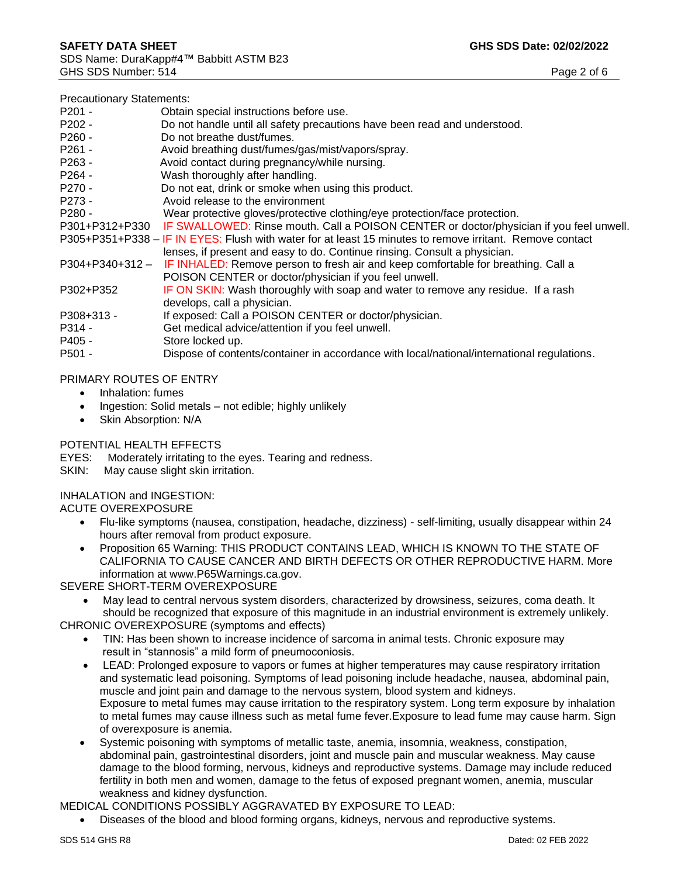Precautionary Statements:

| | |
|---|---|
| P201 - | Obtain special instructions before use. |
| P202 - | Do not handle until all safety precautions have been read and understood. |
| P260 - | Do not breathe dust/fumes. |
| P261 - | Avoid breathing dust/fumes/gas/mist/vapors/spray. |
| P263 - | Avoid contact during pregnancy/while nursing. |
| P264 - | Wash thoroughly after handling. |
| P270 - | Do not eat, drink or smoke when using this product. |
| P273 - | Avoid release to the environment |
| P280 - | Wear protective gloves/protective clothing/eye protection/face protection. |
| P301+P312+P330 | IF SWALLOWED: Rinse mouth. Call a POISON CENTER or doctor/physician if you feel unwell. |
| P305+P351+P338 – | IF IN EYES: Flush with water for at least 15 minutes to remove irritant. Remove contact lenses, if present and easy to do. Continue rinsing. Consult a physician. |
| P304+P340+312 – | IF INHALED: Remove person to fresh air and keep comfortable for breathing. Call a POISON CENTER or doctor/physician if you feel unwell. |
| P302+P352 | IF ON SKIN: Wash thoroughly with soap and water to remove any residue. If a rash develops, call a physician. |
| P308+313 - | If exposed: Call a POISON CENTER or doctor/physician. |
| P314 - | Get medical advice/attention if you feel unwell. |
| P405 - | Store locked up. |
| P501 - | Dispose of contents/container in accordance with local/national/international regulations. |

PRIMARY ROUTES OF ENTRY

- Inhalation: fumes
- Ingestion: Solid metals – not edible; highly unlikely
- Skin Absorption: N/A

POTENTIAL HEALTH EFFECTS

EYES: Moderately irritating to the eyes. Tearing and redness.

SKIN: May cause slight skin irritation.

INHALATION and INGESTION:

ACUTE OVEREXPOSURE

- Flu-like symptoms (nausea, constipation, headache, dizziness) - self-limiting, usually disappear within 24 hours after removal from product exposure.
- Proposition 65 Warning: THIS PRODUCT CONTAINS LEAD, WHICH IS KNOWN TO THE STATE OF CALIFORNIA TO CAUSE CANCER AND BIRTH DEFECTS OR OTHER REPRODUCTIVE HARM. More information at www.P65Warnings.ca.gov.

SEVERE SHORT-TERM OVEREXPOSURE

- May lead to central nervous system disorders, characterized by drowsiness, seizures, coma death. It should be recognized that exposure of this magnitude in an industrial environment is extremely unlikely.

CHRONIC OVEREXPOSURE (symptoms and effects)

- TIN: Has been shown to increase incidence of sarcoma in animal tests. Chronic exposure may result in "stannosis" a mild form of pneumoconiosis.
- LEAD: Prolonged exposure to vapors or fumes at higher temperatures may cause respiratory irritation and systematic lead poisoning. Symptoms of lead poisoning include headache, nausea, abdominal pain, muscle and joint pain and damage to the nervous system, blood system and kidneys. Exposure to metal fumes may cause irritation to the respiratory system. Long term exposure by inhalation to metal fumes may cause illness such as metal fume fever.Exposure to lead fume may cause harm. Sign of overexposure is anemia.
- Systemic poisoning with symptoms of metallic taste, anemia, insomnia, weakness, constipation, abdominal pain, gastrointestinal disorders, joint and muscle pain and muscular weakness. May cause damage to the blood forming, nervous, kidneys and reproductive systems. Damage may include reduced fertility in both men and women, damage to the fetus of exposed pregnant women, anemia, muscular weakness and kidney dysfunction.

MEDICAL CONDITIONS POSSIBLY AGGRAVATED BY EXPOSURE TO LEAD:

- Diseases of the blood and blood forming organs, kidneys, nervous and reproductive systems.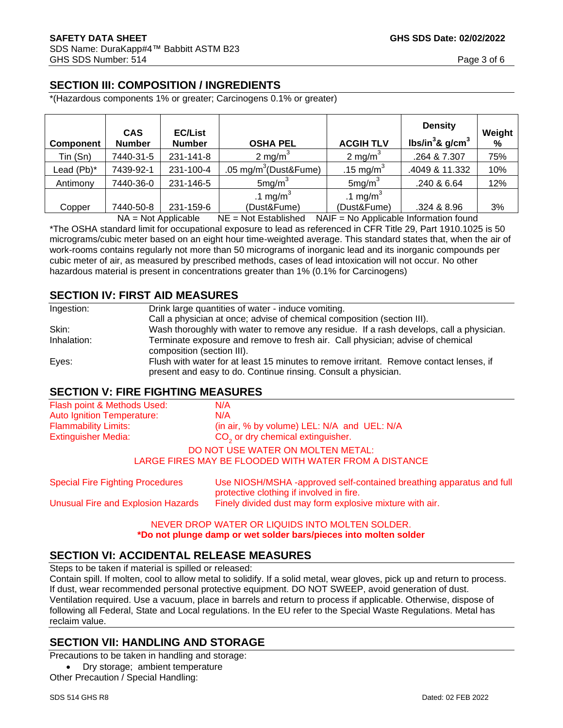## SECTION III: COMPOSITION / INGREDIENTS

*(Hazardous components 1% or greater; Carcinogens 0.1% or greater)

| Component | CAS Number | EC/List Number | OSHA PEL | ACGIH TLV | Density $lbs/in^3$ & $g/cm^3$ | Weight % |
|---|---|---|---|---|---|---|
| Tin (Sn) | 7440-31-5 | 231-141-8 | 2 $mg/m^3$ | 2 $mg/m^3$ | .264 & 7.307 | 75% |
| Lead (Pb)* | 7439-92-1 | 231-100-4 | .05 $mg/m^3$(Dust&Fume) | .15 $mg/m^3$ | .4049 & 11.332 | 10% |
| Antimony | 7440-36-0 | 231-146-5 | 5$mg/m^3$ | 5$mg/m^3$ | .240 & 6.64 | 12% |
| Copper | 7440-50-8 | 231-159-6 | .1 $mg/m^3$ (Dust&Fume) | .1 $mg/m^3$ (Dust&Fume) | .324 & 8.96 | 3% |

NA = Not Applicable NE = Not Established NAIF = No Applicable Information found

*The OSHA standard limit for occupational exposure to lead as referenced in CFR Title 29, Part 1910.1025 is 50 micrograms/cubic meter based on an eight hour time-weighted average. This standard states that, when the air of work-rooms contains regularly not more than 50 micrograms of inorganic lead and its inorganic compounds per cubic meter of air, as measured by prescribed methods, cases of lead intoxication will not occur. No other hazardous material is present in concentrations greater than 1% (0.1% for Carcinogens)

## SECTION IV: FIRST AID MEASURES

| | |
|---|---|
| Ingestion: | Drink large quantities of water - induce vomiting. Call a physician at once; advise of chemical composition (section III). |
| Skin: | Wash thoroughly with water to remove any residue. If a rash develops, call a physician. |
| Inhalation: | Terminate exposure and remove to fresh air. Call physician; advise of chemical composition (section III). |
| Eyes: | Flush with water for at least 15 minutes to remove irritant. Remove contact lenses, if present and easy to do. Continue rinsing. Consult a physician. |

## SECTION V: FIRE FIGHTING MEASURES

| | |
|---|---|
| Flash point & Methods Used: | N/A |
| Auto Ignition Temperature: | N/A |
| Flammability Limits: | (in air, % by volume) LEL: N/A and UEL: N/A |
| Extinguisher Media: | $CO_2$ or dry chemical extinguisher. |

DO NOT USE WATER ON MOLTEN METAL:
LARGE FIRES MAY BE FLOODED WITH WATER FROM A DISTANCE

| | |
|---|---|
| Special Fire Fighting Procedures | Use NIOSH/MSHA -approved self-contained breathing apparatus and full protective clothing if involved in fire. |
| Unusual Fire and Explosion Hazards | Finely divided dust may form explosive mixture with air. |

NEVER DROP WATER OR LIQUIDS INTO MOLTEN SOLDER.
**\*Do not plunge damp or wet solder bars/pieces into molten solder**

## SECTION VI: ACCIDENTAL RELEASE MEASURES

Steps to be taken if material is spilled or released:
Contain spill. If molten, cool to allow metal to solidify. If a solid metal, wear gloves, pick up and return to process. If dust, wear recommended personal protective equipment. DO NOT SWEEP, avoid generation of dust. Ventilation required. Use a vacuum, place in barrels and return to process if applicable. Otherwise, dispose of following all Federal, State and Local regulations. In the EU refer to the Special Waste Regulations. Metal has reclaim value.

## SECTION VII: HANDLING AND STORAGE

Precautions to be taken in handling and storage:

- Dry storage; ambient temperature

Other Precaution / Special Handling: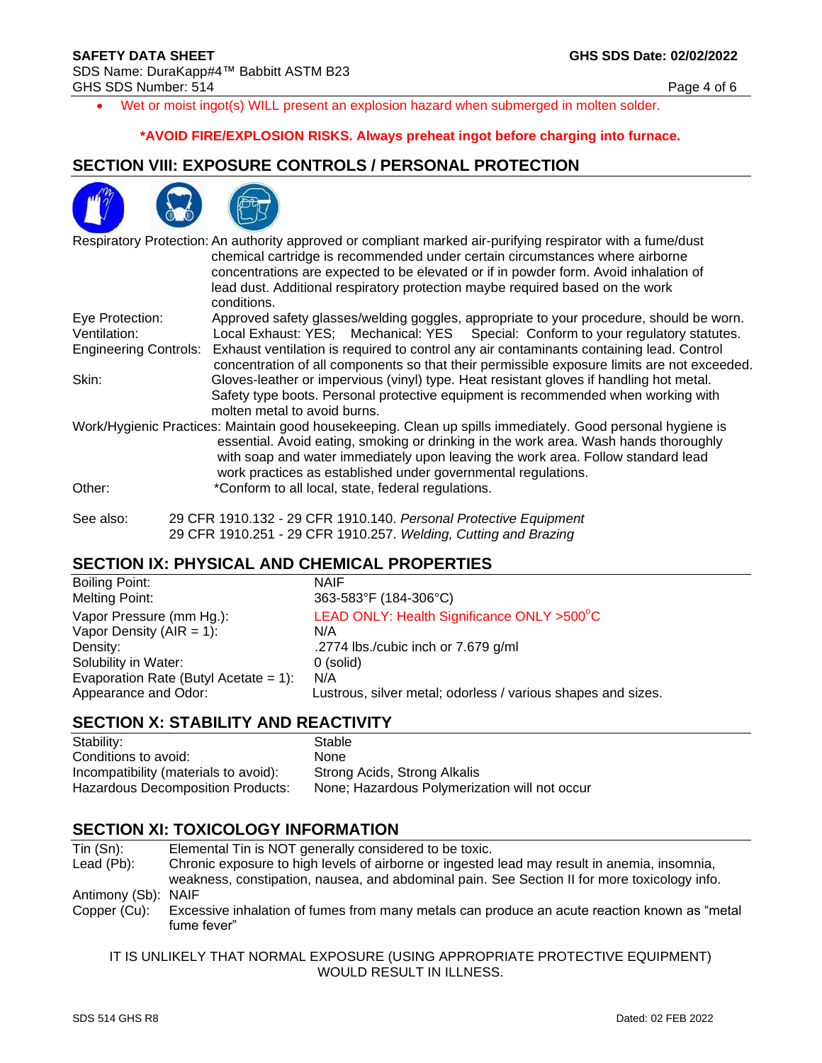- Wet or moist ingot(s) WILL present an explosion hazard when submerged in molten solder.

**\*AVOID FIRE/EXPLOSION RISKS. Always preheat ingot before charging into furnace.**

## SECTION VIII: EXPOSURE CONTROLS / PERSONAL PROTECTION

Respiratory Protection: An authority approved or compliant marked air-purifying respirator with a fume/dust chemical cartridge is recommended under certain circumstances where airborne concentrations are expected to be elevated or if in powder form. Avoid inhalation of lead dust. Additional respiratory protection maybe required based on the work conditions.

Eye Protection: Approved safety glasses/welding goggles, appropriate to your procedure, should be worn.

Ventilation: Local Exhaust: YES; Mechanical: YES Special: Conform to your regulatory statutes.

Engineering Controls: Exhaust ventilation is required to control any air contaminants containing lead. Control concentration of all components so that their permissible exposure limits are not exceeded.

Skin: Gloves-leather or impervious (vinyl) type. Heat resistant gloves if handling hot metal. Safety type boots. Personal protective equipment is recommended when working with molten metal to avoid burns.

Work/Hygienic Practices: Maintain good housekeeping. Clean up spills immediately. Good personal hygiene is essential. Avoid eating, smoking or drinking in the work area. Wash hands thoroughly with soap and water immediately upon leaving the work area. Follow standard lead work practices as established under governmental regulations.

Other: *Conform to all local, state, federal regulations.

See also: 29 CFR 1910.132 - 29 CFR 1910.140. *Personal Protective Equipment*
29 CFR 1910.251 - 29 CFR 1910.257. *Welding, Cutting and Brazing*

## SECTION IX: PHYSICAL AND CHEMICAL PROPERTIES

| | |
|---|---|
| Boiling Point: | NAIF |
| Melting Point: | 363-583°F (184-306°C) |
| Vapor Pressure (mm Hg.): | LEAD ONLY: Health Significance ONLY >500°C |
| Vapor Density (AIR = 1): | N/A |
| Density: | .2774 lbs./cubic inch or 7.679 g/ml |
| Solubility in Water: | 0 (solid) |
| Evaporation Rate (Butyl Acetate = 1): | N/A |
| Appearance and Odor: | Lustrous, silver metal; odorless / various shapes and sizes. |

## SECTION X: STABILITY AND REACTIVITY

| | |
|---|---|
| Stability: | Stable |
| Conditions to avoid: | None |
| Incompatibility (materials to avoid): | Strong Acids, Strong Alkalis |
| Hazardous Decomposition Products: | None; Hazardous Polymerization will not occur |

## SECTION XI: TOXICOLOGY INFORMATION

| | |
|---|---|
| Tin (Sn): | Elemental Tin is NOT generally considered to be toxic. |
| Lead (Pb): | Chronic exposure to high levels of airborne or ingested lead may result in anemia, insomnia, weakness, constipation, nausea, and abdominal pain. See Section II for more toxicology info. |
| Antimony (Sb): | NAIF |
| Copper (Cu): | Excessive inhalation of fumes from many metals can produce an acute reaction known as "metal fume fever" |

IT IS UNLIKELY THAT NORMAL EXPOSURE (USING APPROPRIATE PROTECTIVE EQUIPMENT) WOULD RESULT IN ILLNESS.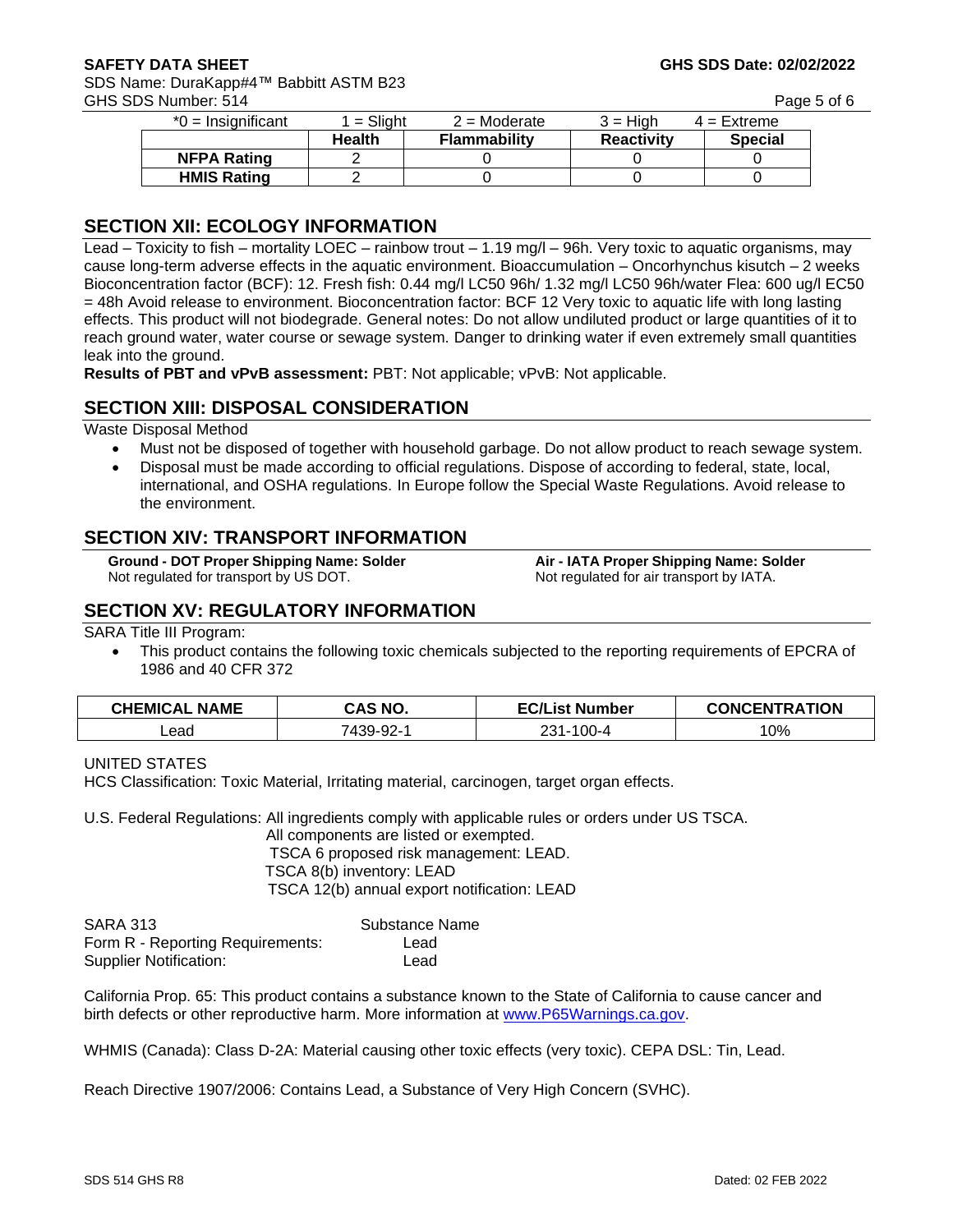| *0 = Insignificant | 1 = Slight | 2 = Moderate | 3 = High | 4 = Extreme |
|---|---|---|---|---|
| | **Health** | **Flammability** | **Reactivity** | **Special** |
| **NFPA Rating** | 2 | 0 | 0 | 0 |
| **HMIS Rating** | 2 | 0 | 0 | 0 |

## SECTION XII: ECOLOGY INFORMATION

Lead – Toxicity to fish – mortality LOEC – rainbow trout – 1.19 mg/l – 96h. Very toxic to aquatic organisms, may cause long-term adverse effects in the aquatic environment. Bioaccumulation – Oncorhynchus kisutch – 2 weeks Bioconcentration factor (BCF): 12. Fresh fish: 0.44 mg/l LC50 96h/ 1.32 mg/l LC50 96h/water Flea: 600 ug/l EC50 = 48h Avoid release to environment. Bioconcentration factor: BCF 12 Very toxic to aquatic life with long lasting effects. This product will not biodegrade. General notes: Do not allow undiluted product or large quantities of it to reach ground water, water course or sewage system. Danger to drinking water if even extremely small quantities leak into the ground.

**Results of PBT and vPvB assessment:** PBT: Not applicable; vPvB: Not applicable.

## SECTION XIII: DISPOSAL CONSIDERATION

Waste Disposal Method

- Must not be disposed of together with household garbage. Do not allow product to reach sewage system.
- Disposal must be made according to official regulations. Dispose of according to federal, state, local, international, and OSHA regulations. In Europe follow the Special Waste Regulations. Avoid release to the environment.

## SECTION XIV: TRANSPORT INFORMATION

**Ground - DOT Proper Shipping Name: Solder**
Not regulated for transport by US DOT.

**Air - IATA Proper Shipping Name: Solder**
Not regulated for air transport by IATA.

## SECTION XV: REGULATORY INFORMATION

SARA Title III Program:

- This product contains the following toxic chemicals subjected to the reporting requirements of EPCRA of 1986 and 40 CFR 372

| CHEMICAL NAME | CAS NO. | EC/List Number | CONCENTRATION |
|---|---|---|---|
| Lead | 7439-92-1 | 231-100-4 | 10% |

UNITED STATES

HCS Classification: Toxic Material, Irritating material, carcinogen, target organ effects.

U.S. Federal Regulations: All ingredients comply with applicable rules or orders under US TSCA.
All components are listed or exempted.
TSCA 6 proposed risk management: LEAD.
TSCA 8(b) inventory: LEAD
TSCA 12(b) annual export notification: LEAD

| SARA 313 | Substance Name |
|---|---|
| Form R - Reporting Requirements: | Lead |
| Supplier Notification: | Lead |

California Prop. 65: This product contains a substance known to the State of California to cause cancer and birth defects or other reproductive harm. More information at www.P65Warnings.ca.gov.

WHMIS (Canada): Class D-2A: Material causing other toxic effects (very toxic). CEPA DSL: Tin, Lead.

Reach Directive 1907/2006: Contains Lead, a Substance of Very High Concern (SVHC).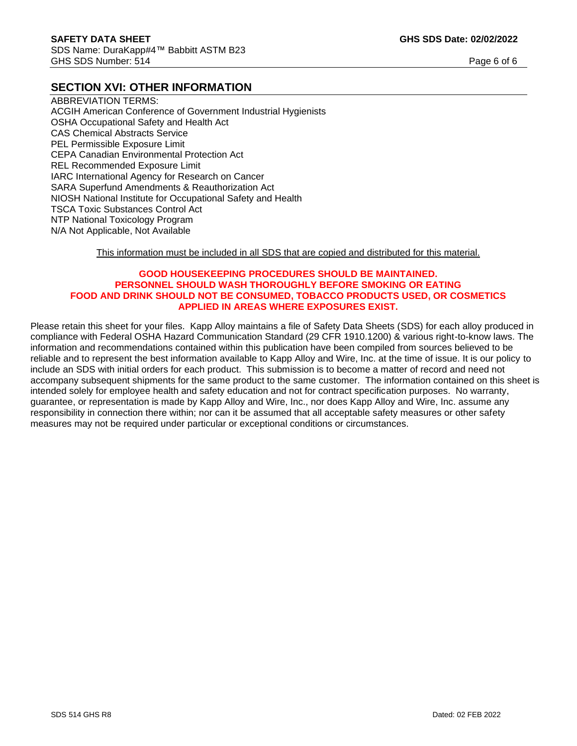## SECTION XVI: OTHER INFORMATION

ABBREVIATION TERMS:
ACGIH American Conference of Government Industrial Hygienists
OSHA Occupational Safety and Health Act
CAS Chemical Abstracts Service
PEL Permissible Exposure Limit
CEPA Canadian Environmental Protection Act
REL Recommended Exposure Limit
IARC International Agency for Research on Cancer
SARA Superfund Amendments & Reauthorization Act
NIOSH National Institute for Occupational Safety and Health
TSCA Toxic Substances Control Act
NTP National Toxicology Program
N/A Not Applicable, Not Available

This information must be included in all SDS that are copied and distributed for this material.

**GOOD HOUSEKEEPING PROCEDURES SHOULD BE MAINTAINED.**
**PERSONNEL SHOULD WASH THOROUGHLY BEFORE SMOKING OR EATING**
**FOOD AND DRINK SHOULD NOT BE CONSUMED, TOBACCO PRODUCTS USED, OR COSMETICS APPLIED IN AREAS WHERE EXPOSURES EXIST.**

Please retain this sheet for your files. Kapp Alloy maintains a file of Safety Data Sheets (SDS) for each alloy produced in compliance with Federal OSHA Hazard Communication Standard (29 CFR 1910.1200) & various right-to-know laws. The information and recommendations contained within this publication have been compiled from sources believed to be reliable and to represent the best information available to Kapp Alloy and Wire, Inc. at the time of issue. It is our policy to include an SDS with initial orders for each product. This submission is to become a matter of record and need not accompany subsequent shipments for the same product to the same customer. The information contained on this sheet is intended solely for employee health and safety education and not for contract specification purposes. No warranty, guarantee, or representation is made by Kapp Alloy and Wire, Inc., nor does Kapp Alloy and Wire, Inc. assume any responsibility in connection there within; nor can it be assumed that all acceptable safety measures or other safety measures may not be required under particular or exceptional conditions or circumstances.